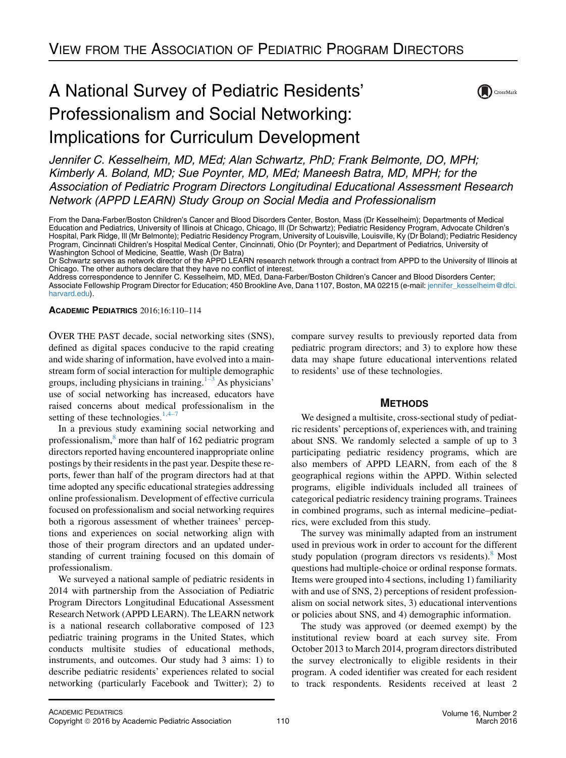VIEW FROM THE ASSOCIATION OF PEDIATRIC PROGRAM DIRECTORS

# A National Survey of Pediatric Residents' Professionalism and Social Networking: Implications for Curriculum Development

*Jennifer C. Kesselheim, MD, MEd; Alan Schwartz, PhD; Frank Belmonte, DO, MPH; Kimberly A. Boland, MD; Sue Poynter, MD, MEd; Maneesh Batra, MD, MPH; for the Association of Pediatric Program Directors Longitudinal Educational Assessment Research Network (APPD LEARN) Study Group on Social Media and Professionalism*

From the Dana-Farber/Boston Children's Cancer and Blood Disorders Center, Boston, Mass (Dr Kesselheim); Departments of Medical Education and Pediatrics, University of Illinois at Chicago, Chicago, Ill (Dr Schwartz); Pediatric Residency Program, Advocate Children's Hospital, Park Ridge, Ill (Mr Belmonte); Pediatric Residency Program, University of Louisville, Louisville, Ky (Dr Boland); Pediatric Residency Program, Cincinnati Children's Hospital Medical Center, Cincinnati, Ohio (Dr Poynter); and Department of Pediatrics, University of Washington School of Medicine, Seattle, Wash (Dr Batra)

Dr Schwartz serves as network director of the APPD LEARN research network through a contract from APPD to the University of Illinois at Chicago. The other authors declare that they have no conflict of interest.

Address correspondence to Jennifer C. Kesselheim, MD, MEd, Dana-Farber/Boston Children's Cancer and Blood Disorders Center; Associate Fellowship Program Director for Education; 450 Brookline Ave, Dana 1107, Boston, MA 02215 (e-mail: jennifer_kesselheim@dfci.harvard.edu).

**ACADEMIC PEDIATRICS** 2016;16:110–114

OVER THE PAST decade, social networking sites (SNS), defined as digital spaces conducive to the rapid creating and wide sharing of information, have evolved into a mainstream form of social interaction for multiple demographic groups, including physicians in training.[1–3] As physicians' use of social networking has increased, educators have raised concerns about medical professionalism in the setting of these technologies.[1,4–7]

In a previous study examining social networking and professionalism,[8] more than half of 162 pediatric program directors reported having encountered inappropriate online postings by their residents in the past year. Despite these reports, fewer than half of the program directors had at that time adopted any specific educational strategies addressing online professionalism. Development of effective curricula focused on professionalism and social networking requires both a rigorous assessment of whether trainees' perceptions and experiences on social networking align with those of their program directors and an updated understanding of current training focused on this domain of professionalism.

We surveyed a national sample of pediatric residents in 2014 with partnership from the Association of Pediatric Program Directors Longitudinal Educational Assessment Research Network (APPD LEARN). The LEARN network is a national research collaborative composed of 123 pediatric training programs in the United States, which conducts multisite studies of educational methods, instruments, and outcomes. Our study had 3 aims: 1) to describe pediatric residents' experiences related to social networking (particularly Facebook and Twitter); 2) to compare survey results to previously reported data from pediatric program directors; and 3) to explore how these data may shape future educational interventions related to residents' use of these technologies.

## METHODS

We designed a multisite, cross-sectional study of pediatric residents' perceptions of, experiences with, and training about SNS. We randomly selected a sample of up to 3 participating pediatric residency programs, which are also members of APPD LEARN, from each of the 8 geographical regions within the APPD. Within selected programs, eligible individuals included all trainees of categorical pediatric residency training programs. Trainees in combined programs, such as internal medicine–pediatrics, were excluded from this study.

The survey was minimally adapted from an instrument used in previous work in order to account for the different study population (program directors vs residents).[8] Most questions had multiple-choice or ordinal response formats. Items were grouped into 4 sections, including 1) familiarity with and use of SNS, 2) perceptions of resident professionalism on social network sites, 3) educational interventions or policies about SNS, and 4) demographic information.

The study was approved (or deemed exempt) by the institutional review board at each survey site. From October 2013 to March 2014, program directors distributed the survey electronically to eligible residents in their program. A coded identifier was created for each resident to track respondents. Residents received at least 2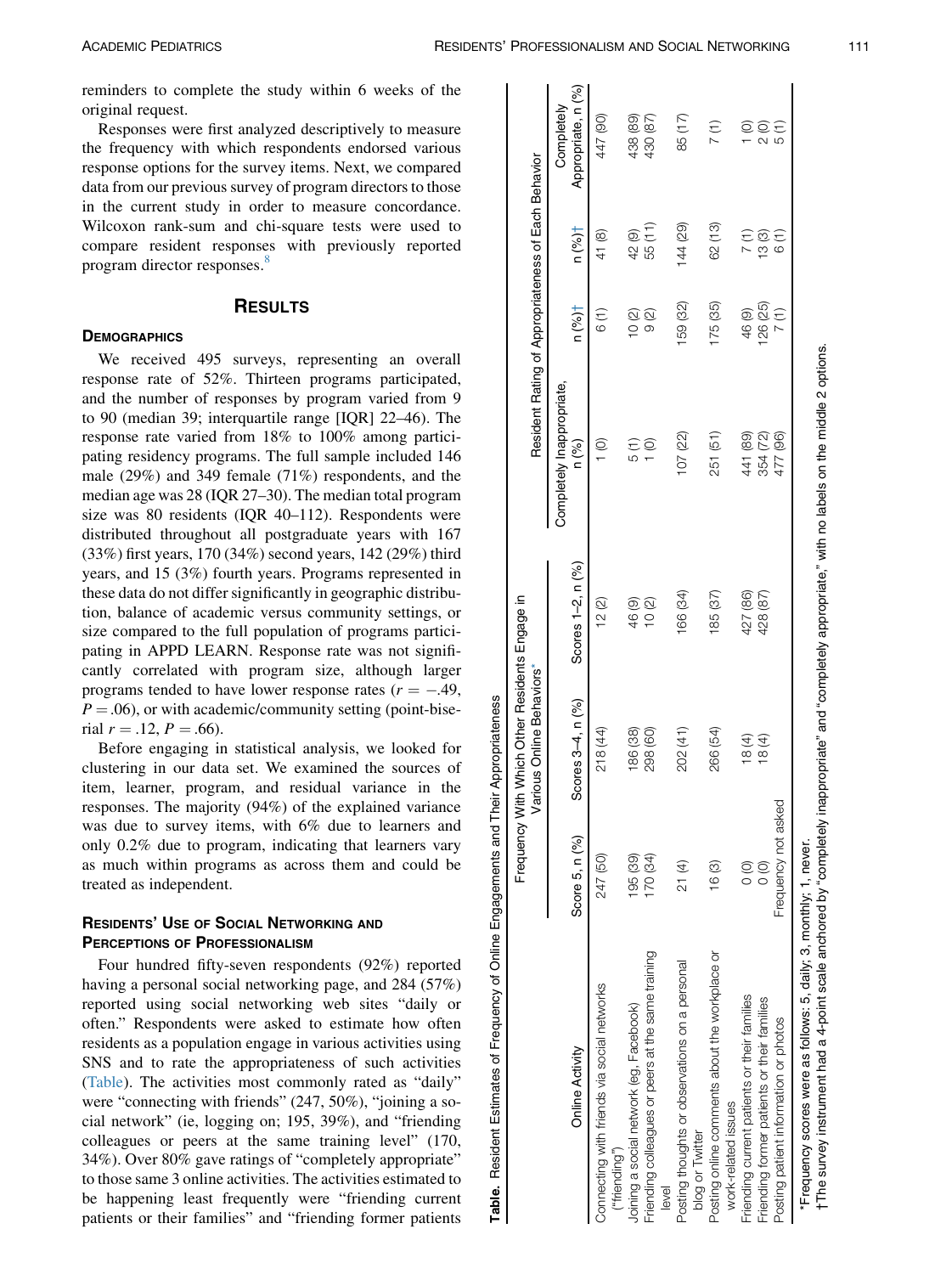reminders to complete the study within 6 weeks of the original request.

Responses were first analyzed descriptively to measure the frequency with which respondents endorsed various response options for the survey items. Next, we compared data from our previous survey of program directors to those in the current study in order to measure concordance. Wilcoxon rank-sum and chi-square tests were used to compare resident responses with previously reported program director responses.[8]

## Results

### Demographics

We received 495 surveys, representing an overall response rate of 52%. Thirteen programs participated, and the number of responses by program varied from 9 to 90 (median 39; interquartile range [IQR] 22–46). The response rate varied from 18% to 100% among participating residency programs. The full sample included 146 male (29%) and 349 female (71%) respondents, and the median age was 28 (IQR 27–30). The median total program size was 80 residents (IQR 40–112). Respondents were distributed throughout all postgraduate years with 167 (33%) first years, 170 (34%) second years, 142 (29%) third years, and 15 (3%) fourth years. Programs represented in these data do not differ significantly in geographic distribution, balance of academic versus community settings, or size compared to the full population of programs participating in APPD LEARN. Response rate was not significantly correlated with program size, although larger programs tended to have lower response rates ($r = -.49$, $P = .06$), or with academic/community setting (point-biserial $r = .12$, $P = .66$).

Before engaging in statistical analysis, we looked for clustering in our data set. We examined the sources of item, learner, program, and residual variance in the responses. The majority (94%) of the explained variance was due to survey items, with 6% due to learners and only 0.2% due to program, indicating that learners vary as much within programs as across them and could be treated as independent.

### Residents' Use of Social Networking and Perceptions of Professionalism

Four hundred fifty-seven respondents (92%) reported having a personal social networking page, and 284 (57%) reported using social networking web sites "daily or often." Respondents were asked to estimate how often residents as a population engage in various activities using SNS and to rate the appropriateness of such activities (Table). The activities most commonly rated as "daily" were "connecting with friends" (247, 50%), "joining a social network" (ie, logging on; 195, 39%), and "friending colleagues or peers at the same training level" (170, 34%). Over 80% gave ratings of "completely appropriate" to those same 3 online activities. The activities estimated to be happening least frequently were "friending current patients or their families" and "friending former patients

**Table.** Resident Estimates of Frequency of Online Engagements and Their Appropriateness

| Online Activity | Frequency With Which Other Residents Engage in Various Online Behaviors* | | | Resident Rating of Appropriateness of Each Behavior | | | |
|---|---|---|---|---|---|---|---|
| | Score 5, n (%) | Scores 3–4, n (%) | Scores 1–2, n (%) | Completely Inappropriate, n (%) | n (%)† | n (%)† | Completely Appropriate, n (%) |
| Connecting with friends via social networks ("friending") | 247 (50) | 218 (44) | 12 (2) | 1 (0) | 6 (1) | 41 (8) | 447 (90) |
| Joining a social network (eg, Facebook) | 195 (39) | 186 (38) | 46 (9) | 5 (1) | 10 (2) | 42 (9) | 438 (89) |
| Friending colleagues or peers at the same training level | 170 (34) | 298 (60) | 10 (2) | 1 (0) | 9 (2) | 55 (11) | 430 (87) |
| Posting thoughts or observations on a personal blog or Twitter | 21 (4) | 202 (41) | 166 (34) | 107 (22) | 159 (32) | 144 (29) | 85 (17) |
| Posting online comments about the workplace or work-related issues | 16 (3) | 266 (54) | 185 (37) | 251 (51) | 175 (35) | 62 (13) | 7 (1) |
| Friending current patients or their families | 0 (0) | 18 (4) | 427 (86) | 441 (89) | 46 (9) | 7 (1) | 1 (0) |
| Friending former patients or their families | 0 (0) | 18 (4) | 428 (87) | 354 (72) | 126 (25) | 13 (3) | 2 (0) |
| Posting patient information or photos | Frequency not asked | | | 477 (96) | 7 (1) | 6 (1) | 5 (1) |

*Frequency scores were as follows: 5, daily; 3, monthly; 1, never.
†The survey instrument had a 4-point scale anchored by "completely inappropriate" and "completely appropriate," with no labels on the middle 2 options.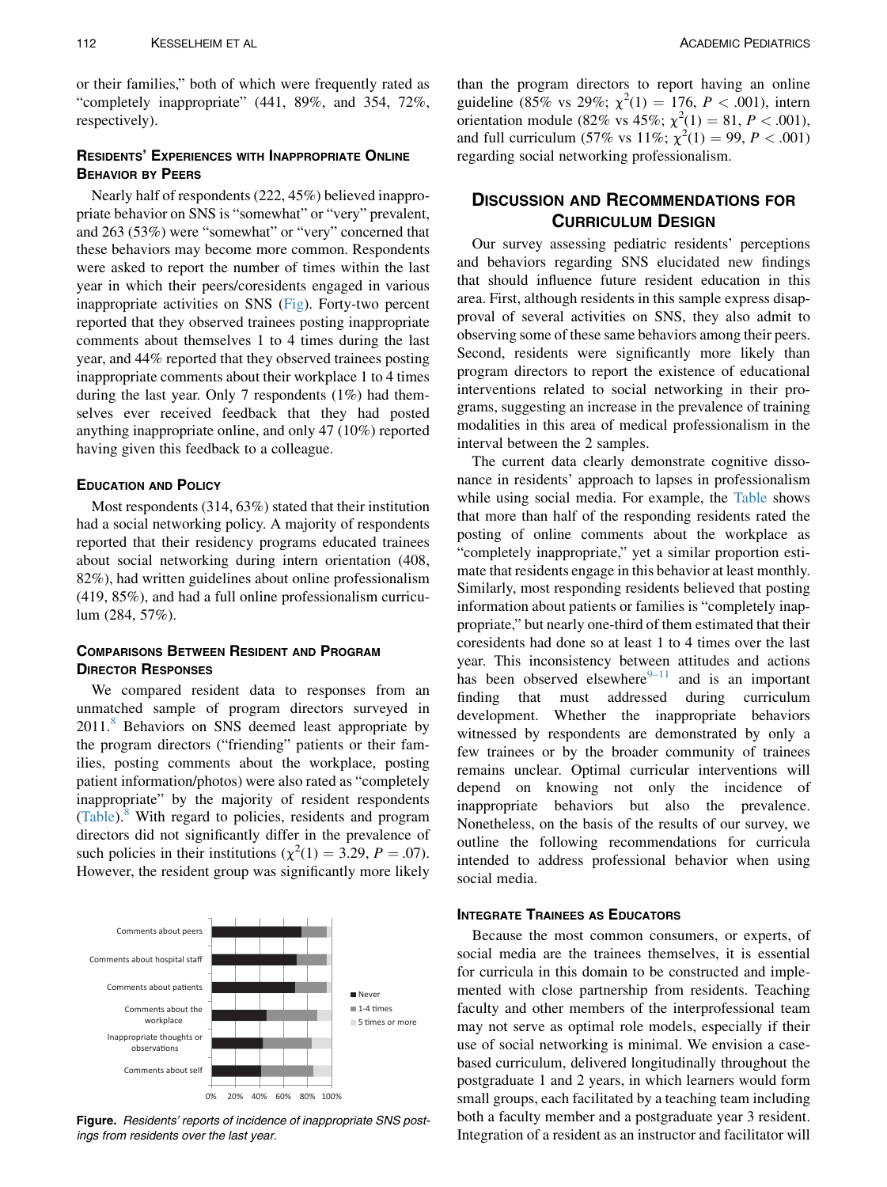or their families," both of which were frequently rated as "completely inappropriate" (441, 89%, and 354, 72%, respectively).

### Residents' Experiences with Inappropriate Online Behavior by Peers

Nearly half of respondents (222, 45%) believed inappropriate behavior on SNS is "somewhat" or "very" prevalent, and 263 (53%) were "somewhat" or "very" concerned that these behaviors may become more common. Respondents were asked to report the number of times within the last year in which their peers/coresidents engaged in various inappropriate activities on SNS (Fig). Forty-two percent reported that they observed trainees posting inappropriate comments about themselves 1 to 4 times during the last year, and 44% reported that they observed trainees posting inappropriate comments about their workplace 1 to 4 times during the last year. Only 7 respondents (1%) had themselves ever received feedback that they had posted anything inappropriate online, and only 47 (10%) reported having given this feedback to a colleague.

### Education and Policy

Most respondents (314, 63%) stated that their institution had a social networking policy. A majority of respondents reported that their residency programs educated trainees about social networking during intern orientation (408, 82%), had written guidelines about online professionalism (419, 85%), and had a full online professionalism curriculum (284, 57%).

### Comparisons Between Resident and Program Director Responses

We compared resident data to responses from an unmatched sample of program directors surveyed in 2011.[8] Behaviors on SNS deemed least appropriate by the program directors ("friending" patients or their families, posting comments about the workplace, posting patient information/photos) were also rated as "completely inappropriate" by the majority of resident respondents (Table).[8] With regard to policies, residents and program directors did not significantly differ in the prevalence of such policies in their institutions ($\chi^2(1) = 3.29$, $P = .07$). However, the resident group was significantly more likely than the program directors to report having an online guideline (85% vs 29%; $\chi^2(1) = 176$, $P < .001$), intern orientation module (82% vs 45%; $\chi^2(1) = 81$, $P < .001$), and full curriculum (57% vs 11%; $\chi^2(1) = 99$, $P < .001$) regarding social networking professionalism.

**Figure.** *Residents' reports of incidence of inappropriate SNS postings from residents over the last year.*

## Discussion and Recommendations for Curriculum Design

Our survey assessing pediatric residents' perceptions and behaviors regarding SNS elucidated new findings that should influence future resident education in this area. First, although residents in this sample express disapproval of several activities on SNS, they also admit to observing some of these same behaviors among their peers. Second, residents were significantly more likely than program directors to report the existence of educational interventions related to social networking in their programs, suggesting an increase in the prevalence of training modalities in this area of medical professionalism in the interval between the 2 samples.

The current data clearly demonstrate cognitive dissonance in residents' approach to lapses in professionalism while using social media. For example, the Table shows that more than half of the responding residents rated the posting of online comments about the workplace as "completely inappropriate," yet a similar proportion estimate that residents engage in this behavior at least monthly. Similarly, most responding residents believed that posting information about patients or families is "completely inappropriate," but nearly one-third of them estimated that their coresidents had done so at least 1 to 4 times over the last year. This inconsistency between attitudes and actions has been observed elsewhere[9–11] and is an important finding that must addressed during curriculum development. Whether the inappropriate behaviors witnessed by respondents are demonstrated by only a few trainees or by the broader community of trainees remains unclear. Optimal curricular interventions will depend on knowing not only the incidence of inappropriate behaviors but also the prevalence. Nonetheless, on the basis of the results of our survey, we outline the following recommendations for curricula intended to address professional behavior when using social media.

### Integrate Trainees as Educators

Because the most common consumers, or experts, of social media are the trainees themselves, it is essential for curricula in this domain to be constructed and implemented with close partnership from residents. Teaching faculty and other members of the interprofessional team may not serve as optimal role models, especially if their use of social networking is minimal. We envision a case-based curriculum, delivered longitudinally throughout the postgraduate 1 and 2 years, in which learners would form small groups, each facilitated by a teaching team including both a faculty member and a postgraduate year 3 resident. Integration of a resident as an instructor and facilitator will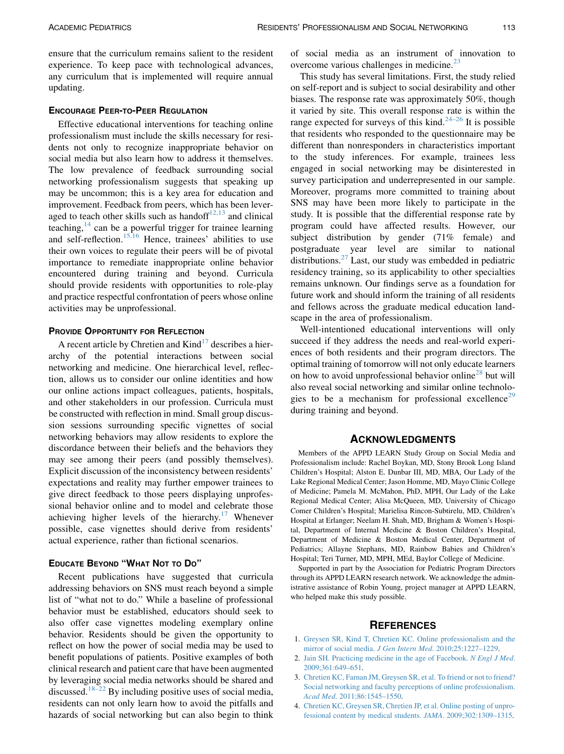ensure that the curriculum remains salient to the resident experience. To keep pace with technological advances, any curriculum that is implemented will require annual updating.

### Encourage Peer-to-Peer Regulation

Effective educational interventions for teaching online professionalism must include the skills necessary for residents not only to recognize inappropriate behavior on social media but also learn how to address it themselves. The low prevalence of feedback surrounding social networking professionalism suggests that speaking up may be uncommon; this is a key area for education and improvement. Feedback from peers, which has been leveraged to teach other skills such as handoff[12,13] and clinical teaching,[14] can be a powerful trigger for trainee learning and self-reflection.[15,16] Hence, trainees' abilities to use their own voices to regulate their peers will be of pivotal importance to remediate inappropriate online behavior encountered during training and beyond. Curricula should provide residents with opportunities to role-play and practice respectful confrontation of peers whose online activities may be unprofessional.

### Provide Opportunity for Reflection

A recent article by Chretien and Kind[17] describes a hierarchy of the potential interactions between social networking and medicine. One hierarchical level, reflection, allows us to consider our online identities and how our online actions impact colleagues, patients, hospitals, and other stakeholders in our profession. Curricula must be constructed with reflection in mind. Small group discussion sessions surrounding specific vignettes of social networking behaviors may allow residents to explore the discordance between their beliefs and the behaviors they may see among their peers (and possibly themselves). Explicit discussion of the inconsistency between residents' expectations and reality may further empower trainees to give direct feedback to those peers displaying unprofessional behavior online and to model and celebrate those achieving higher levels of the hierarchy.[17] Whenever possible, case vignettes should derive from residents' actual experience, rather than fictional scenarios.

### Educate Beyond "What Not to Do"

Recent publications have suggested that curricula addressing behaviors on SNS must reach beyond a simple list of "what not to do." While a baseline of professional behavior must be established, educators should seek to also offer case vignettes modeling exemplary online behavior. Residents should be given the opportunity to reflect on how the power of social media may be used to benefit populations of patients. Positive examples of both clinical research and patient care that have been augmented by leveraging social media networks should be shared and discussed.[18–22] By including positive uses of social media, residents can not only learn how to avoid the pitfalls and hazards of social networking but can also begin to think of social media as an instrument of innovation to overcome various challenges in medicine.[23]

This study has several limitations. First, the study relied on self-report and is subject to social desirability and other biases. The response rate was approximately 50%, though it varied by site. This overall response rate is within the range expected for surveys of this kind.[24–26] It is possible that residents who responded to the questionnaire may be different than nonresponders in characteristics important to the study inferences. For example, trainees less engaged in social networking may be disinterested in survey participation and underrepresented in our sample. Moreover, programs more committed to training about SNS may have been more likely to participate in the study. It is possible that the differential response rate by program could have affected results. However, our subject distribution by gender (71% female) and postgraduate year level are similar to national distributions.[27] Last, our study was embedded in pediatric residency training, so its applicability to other specialties remains unknown. Our findings serve as a foundation for future work and should inform the training of all residents and fellows across the graduate medical education landscape in the area of professionalism.

Well-intentioned educational interventions will only succeed if they address the needs and real-world experiences of both residents and their program directors. The optimal training of tomorrow will not only educate learners on how to avoid unprofessional behavior online[28] but will also reveal social networking and similar online technologies to be a mechanism for professional excellence[29] during training and beyond.

## Acknowledgments

Members of the APPD LEARN Study Group on Social Media and Professionalism include: Rachel Boykan, MD, Stony Brook Long Island Children's Hospital; Alston E. Dunbar III, MD, MBA, Our Lady of the Lake Regional Medical Center; Jason Homme, MD, Mayo Clinic College of Medicine; Pamela M. McMahon, PhD, MPH, Our Lady of the Lake Regional Medical Center; Alisa McQueen, MD, University of Chicago Comer Children's Hospital; Marielisa Rincon-Subtirelu, MD, Children's Hospital at Erlanger; Neelam H. Shah, MD, Brigham & Women's Hospital, Department of Internal Medicine & Boston Children's Hospital, Department of Medicine & Boston Medical Center, Department of Pediatrics; Allayne Stephans, MD, Rainbow Babies and Children's Hospital; Teri Turner, MD, MPH, MEd, Baylor College of Medicine.

Supported in part by the Association for Pediatric Program Directors through its APPD LEARN research network. We acknowledge the administrative assistance of Robin Young, project manager at APPD LEARN, who helped make this study possible.

## References

1. Greysen SR, Kind T, Chretien KC. Online professionalism and the mirror of social media. *J Gen Intern Med*. 2010;25:1227–1229.
2. Jain SH. Practicing medicine in the age of Facebook. *N Engl J Med*. 2009;361:649–651.
3. Chretien KC, Farnan JM, Greysen SR, et al. To friend or not to friend? Social networking and faculty perceptions of online professionalism. *Acad Med*. 2011;86:1545–1550.
4. Chretien KC, Greysen SR, Chretien JP, et al. Online posting of unprofessional content by medical students. *JAMA*. 2009;302:1309–1315.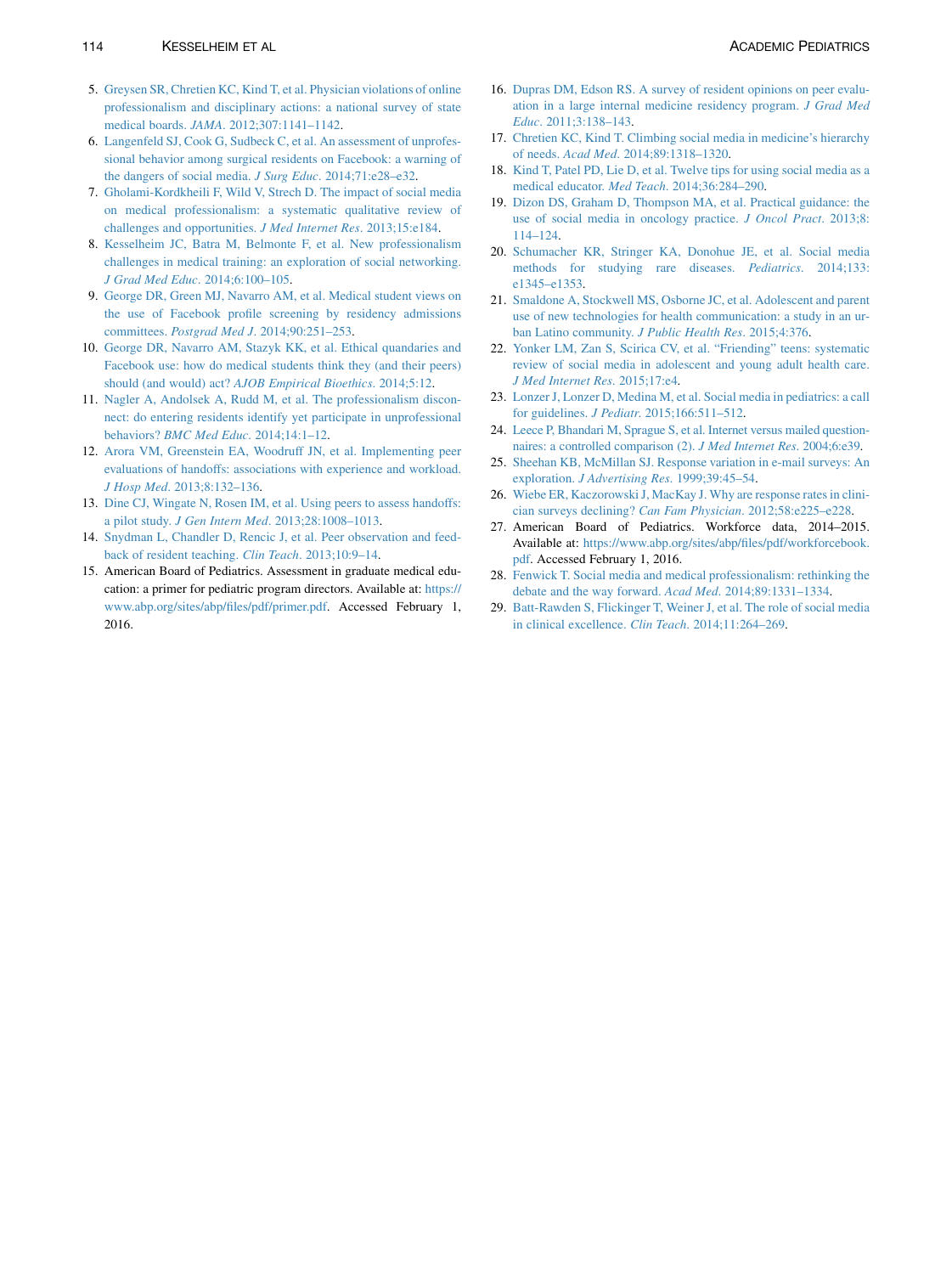5. Greysen SR, Chretien KC, Kind T, et al. Physician violations of online professionalism and disciplinary actions: a national survey of state medical boards. *JAMA*. 2012;307:1141–1142.
6. Langenfeld SJ, Cook G, Sudbeck C, et al. An assessment of unprofessional behavior among surgical residents on Facebook: a warning of the dangers of social media. *J Surg Educ*. 2014;71:e28–e32.
7. Gholami-Kordkheili F, Wild V, Strech D. The impact of social media on medical professionalism: a systematic qualitative review of challenges and opportunities. *J Med Internet Res*. 2013;15:e184.
8. Kesselheim JC, Batra M, Belmonte F, et al. New professionalism challenges in medical training: an exploration of social networking. *J Grad Med Educ*. 2014;6:100–105.
9. George DR, Green MJ, Navarro AM, et al. Medical student views on the use of Facebook profile screening by residency admissions committees. *Postgrad Med J*. 2014;90:251–253.
10. George DR, Navarro AM, Stazyk KK, et al. Ethical quandaries and Facebook use: how do medical students think they (and their peers) should (and would) act? *AJOB Empirical Bioethics*. 2014;5:12.
11. Nagler A, Andolsek A, Rudd M, et al. The professionalism disconnect: do entering residents identify yet participate in unprofessional behaviors? *BMC Med Educ*. 2014;14:1–12.
12. Arora VM, Greenstein EA, Woodruff JN, et al. Implementing peer evaluations of handoffs: associations with experience and workload. *J Hosp Med*. 2013;8:132–136.
13. Dine CJ, Wingate N, Rosen IM, et al. Using peers to assess handoffs: a pilot study. *J Gen Intern Med*. 2013;28:1008–1013.
14. Snydman L, Chandler D, Rencic J, et al. Peer observation and feedback of resident teaching. *Clin Teach*. 2013;10:9–14.
15. American Board of Pediatrics. Assessment in graduate medical education: a primer for pediatric program directors. Available at: https://www.abp.org/sites/abp/files/pdf/primer.pdf. Accessed February 1, 2016.
16. Dupras DM, Edson RS. A survey of resident opinions on peer evaluation in a large internal medicine residency program. *J Grad Med Educ*. 2011;3:138–143.
17. Chretien KC, Kind T. Climbing social media in medicine's hierarchy of needs. *Acad Med*. 2014;89:1318–1320.
18. Kind T, Patel PD, Lie D, et al. Twelve tips for using social media as a medical educator. *Med Teach*. 2014;36:284–290.
19. Dizon DS, Graham D, Thompson MA, et al. Practical guidance: the use of social media in oncology practice. *J Oncol Pract*. 2013;8:114–124.
20. Schumacher KR, Stringer KA, Donohue JE, et al. Social media methods for studying rare diseases. *Pediatrics*. 2014;133:e1345–e1353.
21. Smaldone A, Stockwell MS, Osborne JC, et al. Adolescent and parent use of new technologies for health communication: a study in an urban Latino community. *J Public Health Res*. 2015;4:376.
22. Yonker LM, Zan S, Scirica CV, et al. "Friending" teens: systematic review of social media in adolescent and young adult health care. *J Med Internet Res*. 2015;17:e4.
23. Lonzer J, Lonzer D, Medina M, et al. Social media in pediatrics: a call for guidelines. *J Pediatr*. 2015;166:511–512.
24. Leece P, Bhandari M, Sprague S, et al. Internet versus mailed questionnaires: a controlled comparison (2). *J Med Internet Res*. 2004;6:e39.
25. Sheehan KB, McMillan SJ. Response variation in e-mail surveys: An exploration. *J Advertising Res*. 1999;39:45–54.
26. Wiebe ER, Kaczorowski J, MacKay J. Why are response rates in clinician surveys declining? *Can Fam Physician*. 2012;58:e225–e228.
27. American Board of Pediatrics. Workforce data, 2014–2015. Available at: https://www.abp.org/sites/abp/files/pdf/workforcebook.pdf. Accessed February 1, 2016.
28. Fenwick T. Social media and medical professionalism: rethinking the debate and the way forward. *Acad Med*. 2014;89:1331–1334.
29. Batt-Rawden S, Flickinger T, Weiner J, et al. The role of social media in clinical excellence. *Clin Teach*. 2014;11:264–269.